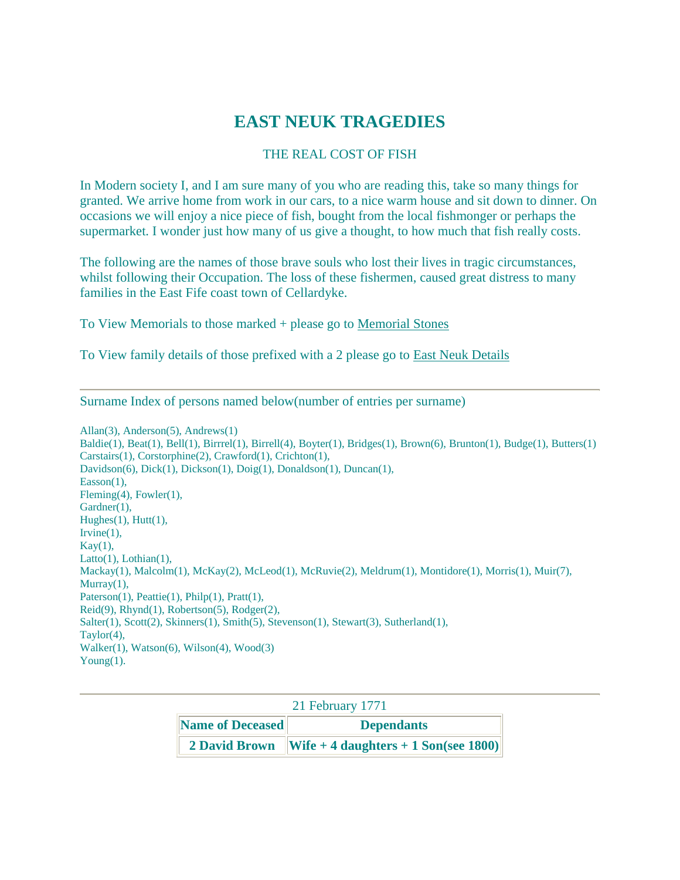# EAST NEUK TRAGEDIES

THE REAL COST OF FISH

In Modern society I, and I am sure many of you who are reading this, take so many things for granted. We arrive home from work in our cars, to a nice warm house and sit down to dinner. On occasions we will enjoy a nice piece of fish, bought from the local fishmonger or perhaps the supermarket. I wonder just how many of us give a thought, to how much that fish really costs.

The following are the names of those brave souls who lost their lives in tragic circumstances, whilst following their Occupation. The loss of these fishermen, caused great distress to many families in the East Fife coast town of Cellardyke.

To View Memorials to those marked + please go to Memorial Stones

To View family details of those prefixed with a 2 please go to East Neuk Details

---

Surname Index of persons named below(number of entries per surname)

Allan(3), Anderson(5), Andrews(1)
Baldie(1), Beat(1), Bell(1), Birrel(1), Birrell(4), Boyter(1), Bridges(1), Brown(6), Brunton(1), Budge(1), Butters(1)
Carstairs(1), Corstorphine(2), Crawford(1), Crichton(1),
Davidson(6), Dick(1), Dickson(1), Doig(1), Donaldson(1), Duncan(1),
Easson(1),
Fleming(4), Fowler(1),
Gardner(1),
Hughes(1), Hutt(1),
Irvine(1),
Kay(1),
Latto(1), Lothian(1),
Mackay(1), Malcolm(1), McKay(2), McLeod(1), McRuvie(2), Meldrum(1), Montidore(1), Morris(1), Muir(7),
Murray(1),
Paterson(1), Peattie(1), Philp(1), Pratt(1),
Reid(9), Rhynd(1), Robertson(5), Rodger(2),
Salter(1), Scott(2), Skinners(1), Smith(5), Stevenson(1), Stewart(3), Sutherland(1),
Taylor(4),
Walker(1), Watson(6), Wilson(4), Wood(3)
Young(1).

---

21 February 1771

| Name of Deceased | Dependants |
|---|---|
| 2 David Brown | Wife + 4 daughters + 1 Son(see 1800) |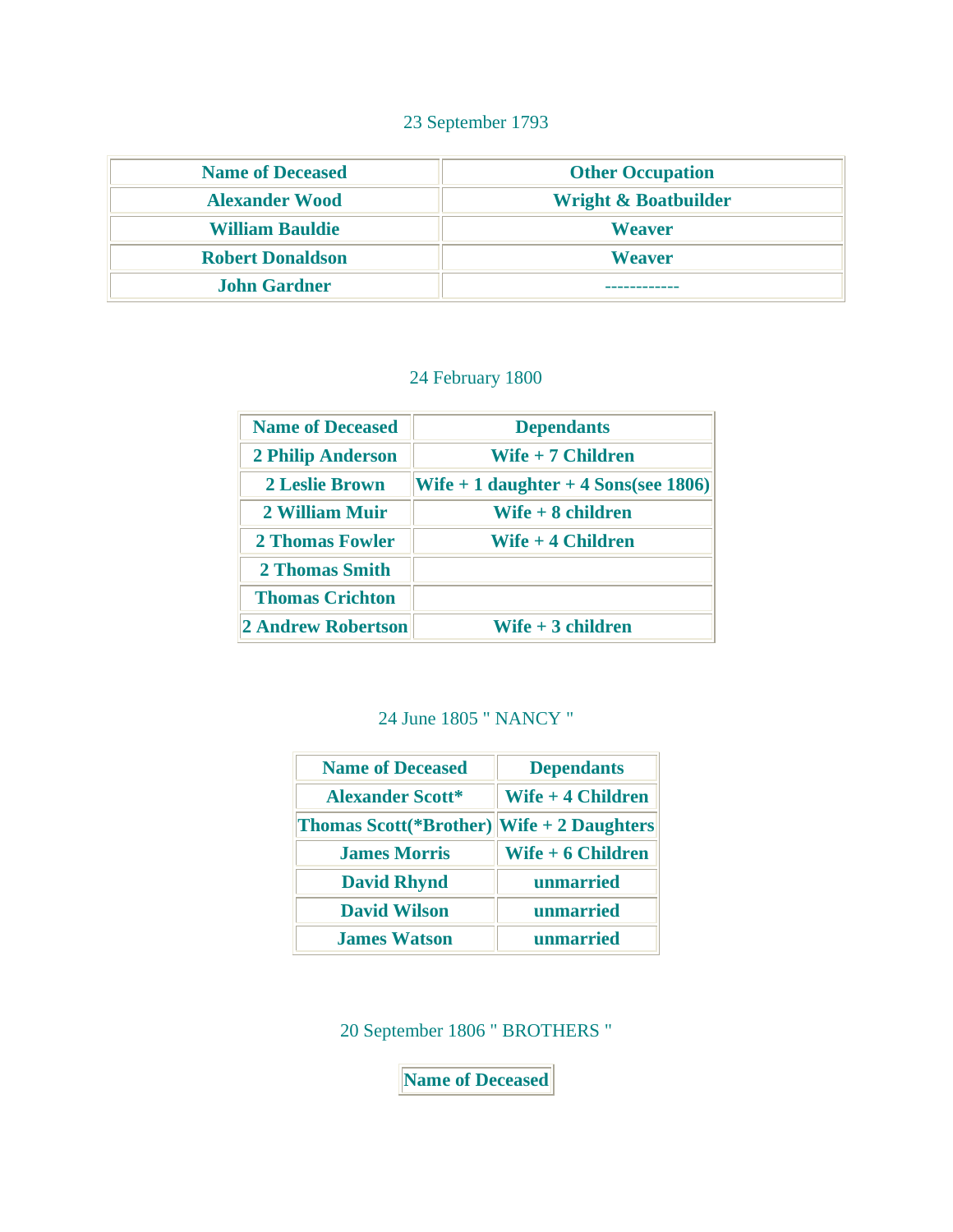23 September 1793

| Name of Deceased | Other Occupation |
|---|---|
| Alexander Wood | Wright & Boatbuilder |
| William Bauldie | Weaver |
| Robert Donaldson | Weaver |
| John Gardner | ------------ |

24 February 1800

| Name of Deceased | Dependants |
|---|---|
| 2 Philip Anderson | Wife + 7 Children |
| 2 Leslie Brown | Wife + 1 daughter + 4 Sons(see 1806) |
| 2 William Muir | Wife + 8 children |
| 2 Thomas Fowler | Wife + 4 Children |
| 2 Thomas Smith | |
| Thomas Crichton | |
| 2 Andrew Robertson | Wife + 3 children |

24 June 1805 " NANCY "

| Name of Deceased | Dependants |
|---|---|
| Alexander Scott* | Wife + 4 Children |
| Thomas Scott(*Brother) | Wife + 2 Daughters |
| James Morris | Wife + 6 Children |
| David Rhynd | unmarried |
| David Wilson | unmarried |
| James Watson | unmarried |

20 September 1806 " BROTHERS "

| Name of Deceased |
|---|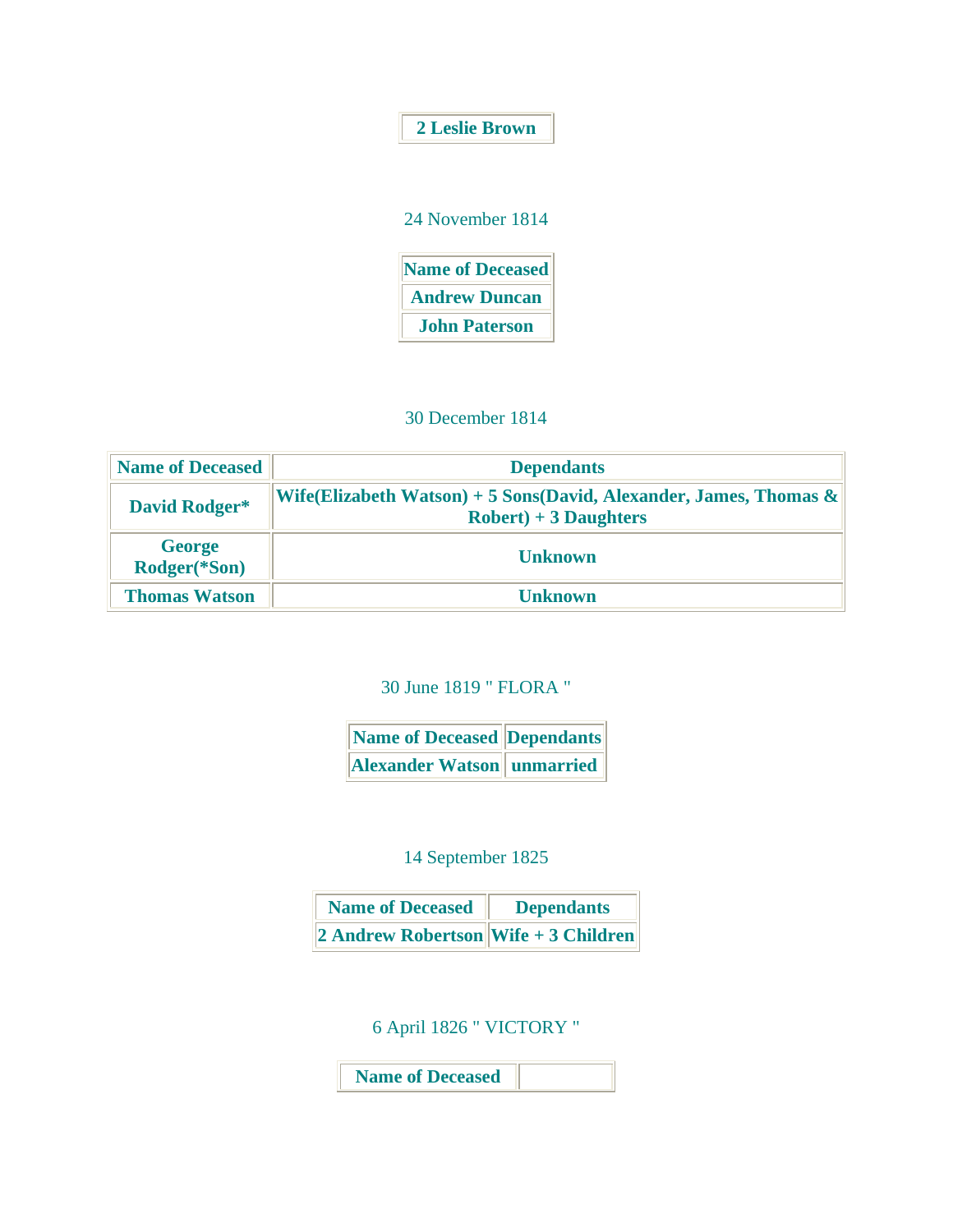| 2 Leslie Brown |
|---|

24 November 1814

| Name of Deceased |
|---|
| Andrew Duncan |
| John Paterson |

30 December 1814

| Name of Deceased | Dependants |
|---|---|
| David Rodger* | Wife(Elizabeth Watson) + 5 Sons(David, Alexander, James, Thomas & Robert) + 3 Daughters |
| George Rodger(*Son) | Unknown |
| Thomas Watson | Unknown |

30 June 1819 " FLORA "

| Name of Deceased | Dependants |
|---|---|
| Alexander Watson | unmarried |

14 September 1825

| Name of Deceased | Dependants |
|---|---|
| 2 Andrew Robertson | Wife + 3 Children |

6 April 1826 " VICTORY "

| Name of Deceased | |
|---|---|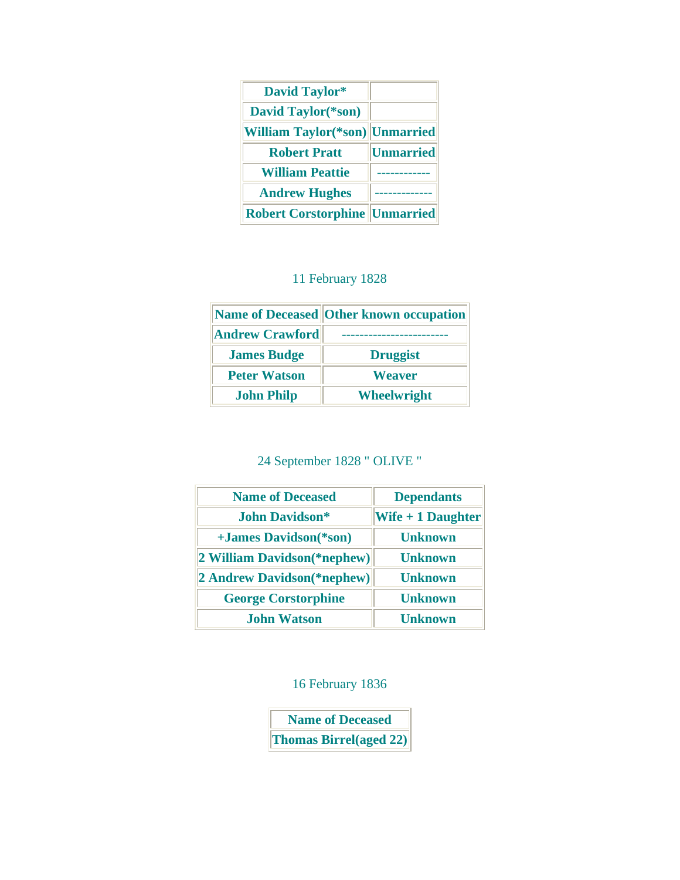| David Taylor* | |
| --- | --- |
| David Taylor(*son) | |
| William Taylor(*son) | Unmarried |
| Robert Pratt | Unmarried |
| William Peattie | ------------ |
| Andrew Hughes | ------------- |
| Robert Corstorphine | Unmarried |

11 February 1828

| Name of Deceased | Other known occupation |
| --- | --- |
| Andrew Crawford | ------------------------ |
| James Budge | Druggist |
| Peter Watson | Weaver |
| John Philp | Wheelwright |

24 September 1828 " OLIVE "

| Name of Deceased | Dependants |
| --- | --- |
| John Davidson* | Wife + 1 Daughter |
| +James Davidson(*son) | Unknown |
| 2 William Davidson(*nephew) | Unknown |
| 2 Andrew Davidson(*nephew) | Unknown |
| George Corstorphine | Unknown |
| John Watson | Unknown |

16 February 1836

| Name of Deceased |
| --- |
| Thomas Birrel(aged 22) |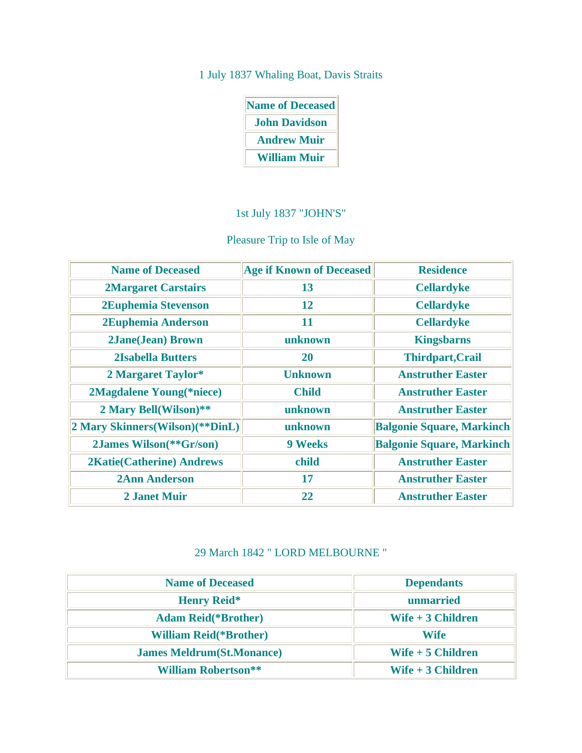1 July 1837 Whaling Boat, Davis Straits

| Name of Deceased |
| --- |
| John Davidson |
| Andrew Muir |
| William Muir |

1st July 1837 "JOHN'S"

Pleasure Trip to Isle of May

| Name of Deceased | Age if Known of Deceased | Residence |
| --- | --- | --- |
| 2Margaret Carstairs | 13 | Cellardyke |
| 2Euphemia Stevenson | 12 | Cellardyke |
| 2Euphemia Anderson | 11 | Cellardyke |
| 2Jane(Jean) Brown | unknown | Kingsbarns |
| 2Isabella Butters | 20 | Thirdpart,Crail |
| 2 Margaret Taylor* | Unknown | Anstruther Easter |
| 2Magdalene Young(*niece) | Child | Anstruther Easter |
| 2 Mary Bell(Wilson)** | unknown | Anstruther Easter |
| 2 Mary Skinners(Wilson)(**DinL) | unknown | Balgonie Square, Markinch |
| 2James Wilson(**Gr/son) | 9 Weeks | Balgonie Square, Markinch |
| 2Katie(Catherine) Andrews | child | Anstruther Easter |
| 2Ann Anderson | 17 | Anstruther Easter |
| 2 Janet Muir | 22 | Anstruther Easter |

29 March 1842 " LORD MELBOURNE "

| Name of Deceased | Dependants |
| --- | --- |
| Henry Reid* | unmarried |
| Adam Reid(*Brother) | Wife + 3 Children |
| William Reid(*Brother) | Wife |
| James Meldrum(St.Monance) | Wife + 5 Children |
| William Robertson** | Wife + 3 Children |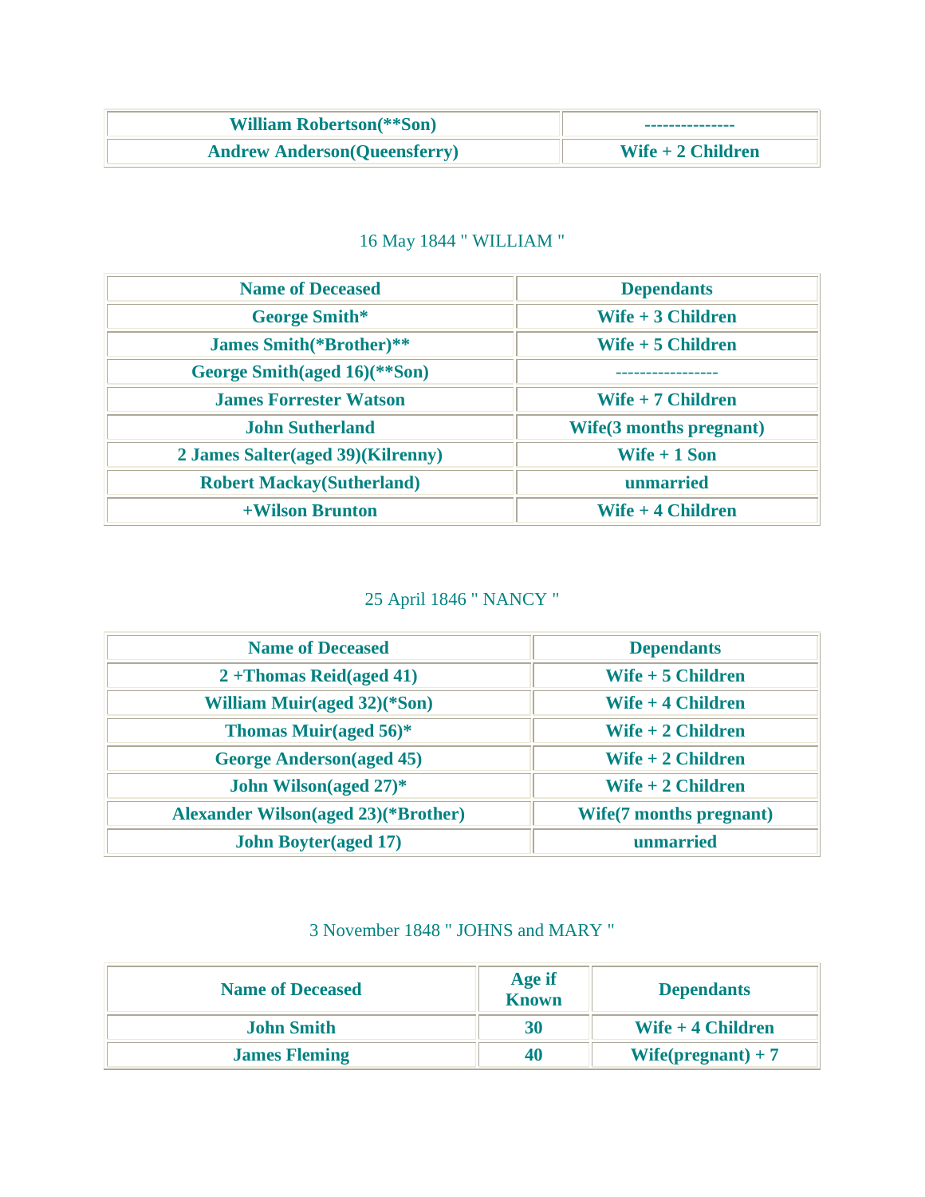| | |
|---|---|
| William Robertson(**Son) | --------------- |
| Andrew Anderson(Queensferry) | Wife + 2 Children |

16 May 1844 " WILLIAM "

| Name of Deceased | Dependants |
|---|---|
| George Smith* | Wife + 3 Children |
| James Smith(*Brother)** | Wife + 5 Children |
| George Smith(aged 16)(**Son) | ----------------- |
| James Forrester Watson | Wife + 7 Children |
| John Sutherland | Wife(3 months pregnant) |
| 2 James Salter(aged 39)(Kilrenny) | Wife + 1 Son |
| Robert Mackay(Sutherland) | unmarried |
| +Wilson Brunton | Wife + 4 Children |

25 April 1846 " NANCY "

| Name of Deceased | Dependants |
|---|---|
| 2 +Thomas Reid(aged 41) | Wife + 5 Children |
| William Muir(aged 32)(*Son) | Wife + 4 Children |
| Thomas Muir(aged 56)* | Wife + 2 Children |
| George Anderson(aged 45) | Wife + 2 Children |
| John Wilson(aged 27)* | Wife + 2 Children |
| Alexander Wilson(aged 23)(*Brother) | Wife(7 months pregnant) |
| John Boyter(aged 17) | unmarried |

3 November 1848 " JOHNS and MARY "

| Name of Deceased | Age if Known | Dependants |
|---|---|---|
| John Smith | 30 | Wife + 4 Children |
| James Fleming | 40 | Wife(pregnant) + 7 |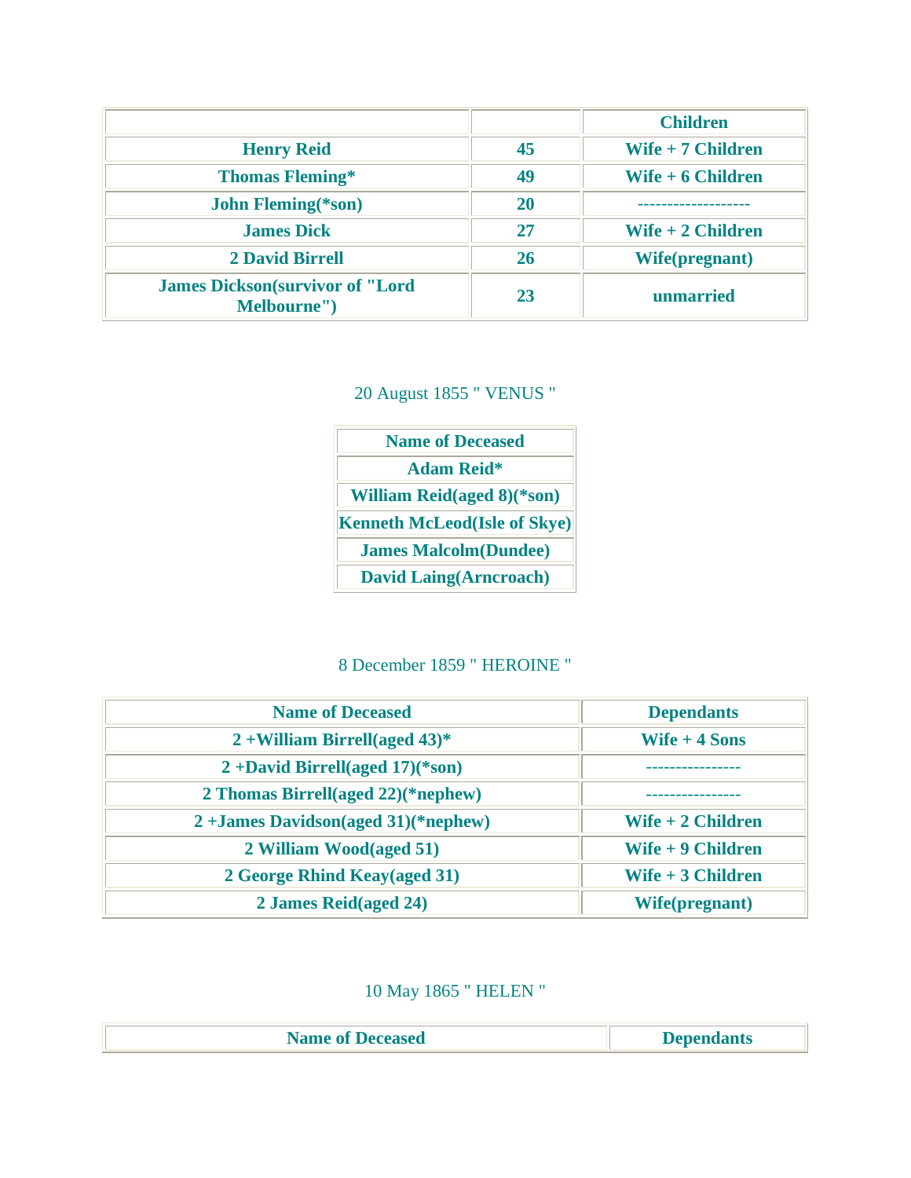| | | Children |
|---|---|---|
| Henry Reid | 45 | Wife + 7 Children |
| Thomas Fleming* | 49 | Wife + 6 Children |
| John Fleming(*son) | 20 | ------------------ |
| James Dick | 27 | Wife + 2 Children |
| 2 David Birrell | 26 | Wife(pregnant) |
| James Dickson(survivor of "Lord Melbourne") | 23 | unmarried |

20 August 1855 " VENUS "

| Name of Deceased |
|---|
| Adam Reid* |
| William Reid(aged 8)(*son) |
| Kenneth McLeod(Isle of Skye) |
| James Malcolm(Dundee) |
| David Laing(Arncroach) |

8 December 1859 " HEROINE "

| Name of Deceased | Dependants |
|---|---|
| 2 +William Birrell(aged 43)* | Wife + 4 Sons |
| 2 +David Birrell(aged 17)(*son) | ---------------- |
| 2 Thomas Birrell(aged 22)(*nephew) | ---------------- |
| 2 +James Davidson(aged 31)(*nephew) | Wife + 2 Children |
| 2 William Wood(aged 51) | Wife + 9 Children |
| 2 George Rhind Keay(aged 31) | Wife + 3 Children |
| 2 James Reid(aged 24) | Wife(pregnant) |

10 May 1865 " HELEN "

| Name of Deceased | Dependants |
|---|---|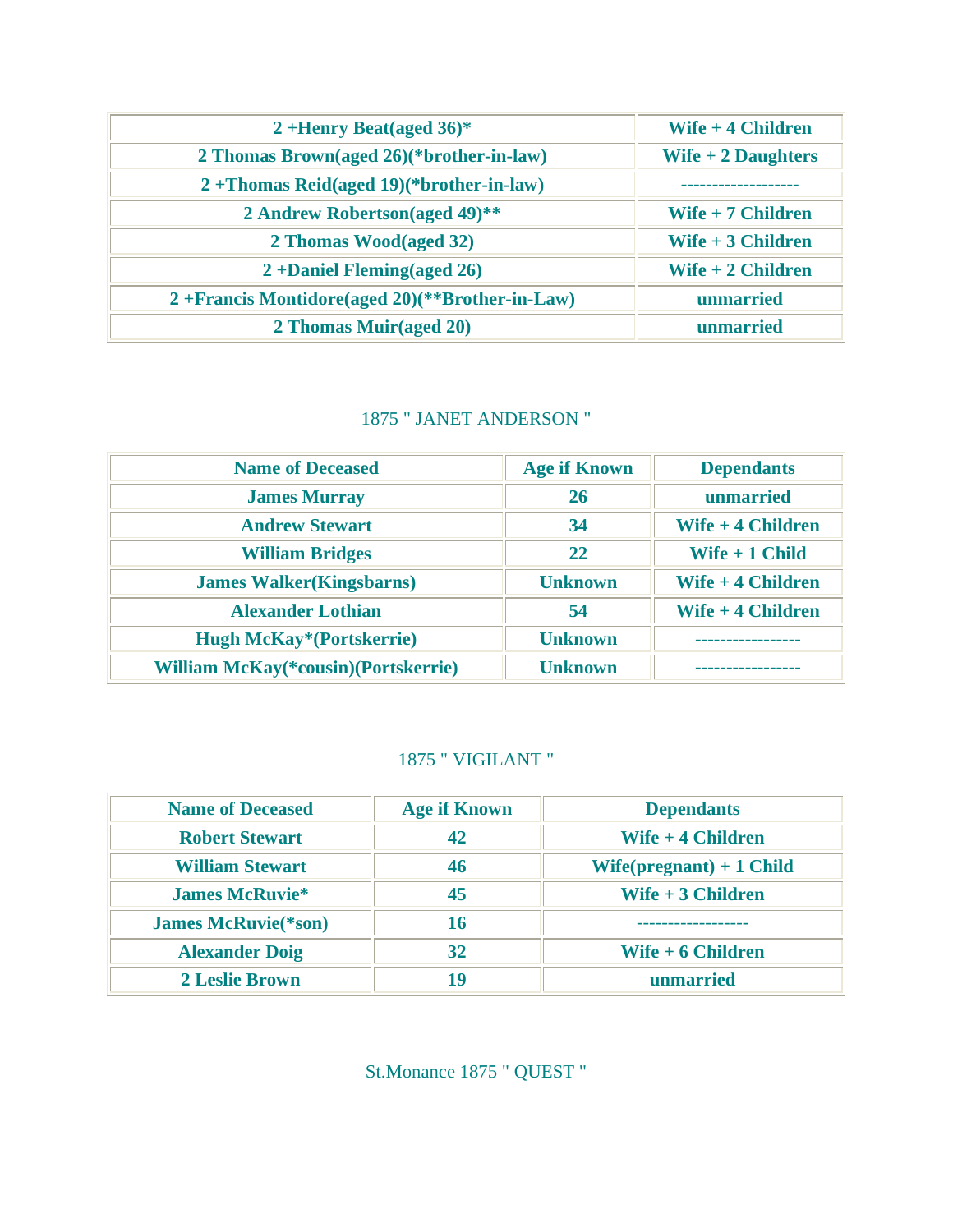| | |
|---|---|
| 2 +Henry Beat(aged 36)* | Wife + 4 Children |
| 2 Thomas Brown(aged 26)(*brother-in-law) | Wife + 2 Daughters |
| 2 +Thomas Reid(aged 19)(*brother-in-law) | ------------------- |
| 2 Andrew Robertson(aged 49)** | Wife + 7 Children |
| 2 Thomas Wood(aged 32) | Wife + 3 Children |
| 2 +Daniel Fleming(aged 26) | Wife + 2 Children |
| 2 +Francis Montidore(aged 20)(**Brother-in-Law) | unmarried |
| 2 Thomas Muir(aged 20) | unmarried |

1875 " JANET ANDERSON "

| Name of Deceased | Age if Known | Dependants |
|---|---|---|
| James Murray | 26 | unmarried |
| Andrew Stewart | 34 | Wife + 4 Children |
| William Bridges | 22 | Wife + 1 Child |
| James Walker(Kingsbarns) | Unknown | Wife + 4 Children |
| Alexander Lothian | 54 | Wife + 4 Children |
| Hugh McKay*(Portskerrie) | Unknown | ----------------- |
| William McKay(*cousin)(Portskerrie) | Unknown | ----------------- |

1875 " VIGILANT "

| Name of Deceased | Age if Known | Dependants |
|---|---|---|
| Robert Stewart | 42 | Wife + 4 Children |
| William Stewart | 46 | Wife(pregnant) + 1 Child |
| James McRuvie* | 45 | Wife + 3 Children |
| James McRuvie(*son) | 16 | ------------------ |
| Alexander Doig | 32 | Wife + 6 Children |
| 2 Leslie Brown | 19 | unmarried |

St.Monance 1875 " QUEST "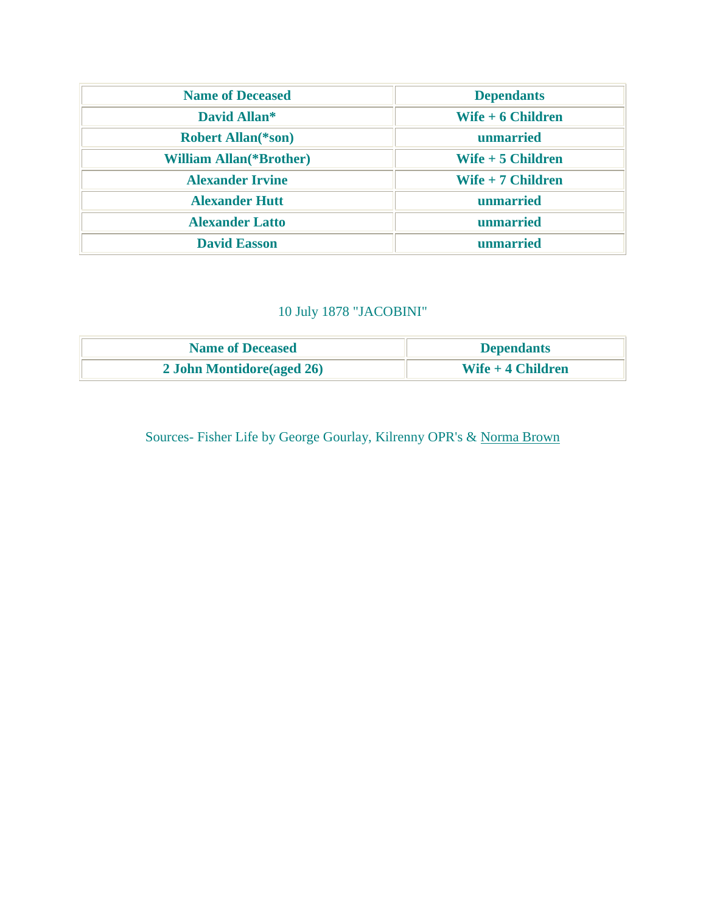| Name of Deceased | Dependants |
| --- | --- |
| **David Allan*** | **Wife + 6 Children** |
| **Robert Allan(*son)** | **unmarried** |
| **William Allan(*Brother)** | **Wife + 5 Children** |
| **Alexander Irvine** | **Wife + 7 Children** |
| **Alexander Hutt** | **unmarried** |
| **Alexander Latto** | **unmarried** |
| **David Easson** | **unmarried** |

10 July 1878 "JACOBINI"

| Name of Deceased | Dependants |
| --- | --- |
| **2 John Montidore(aged 26)** | **Wife + 4 Children** |

Sources- Fisher Life by George Gourlay, Kilrenny OPR's & Norma Brown